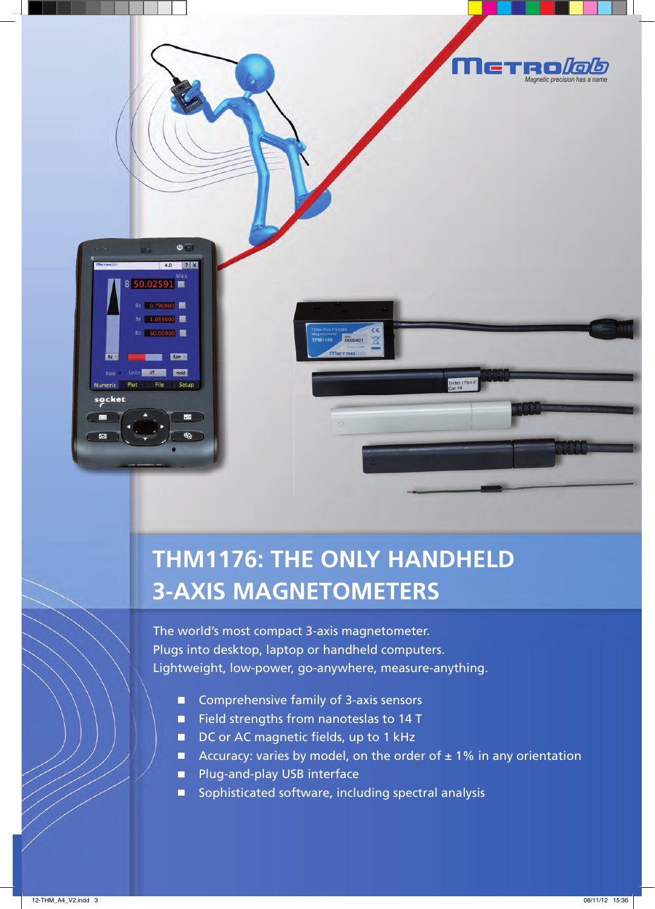Metrolab

*Magnetic precision has a name*

# THM1176: THE ONLY HANDHELD 3-AXIS MAGNETOMETERS

The world's most compact 3-axis magnetometer.
Plugs into desktop, laptop or handheld computers.
Lightweight, low-power, go-anywhere, measure-anything.

- Comprehensive family of 3-axis sensors
- Field strengths from nanoteslas to 14 T
- DC or AC magnetic fields, up to 1 kHz
- Accuracy: varies by model, on the order of ± 1% in any orientation
- Plug-and-play USB interface
- Sophisticated software, including spectral analysis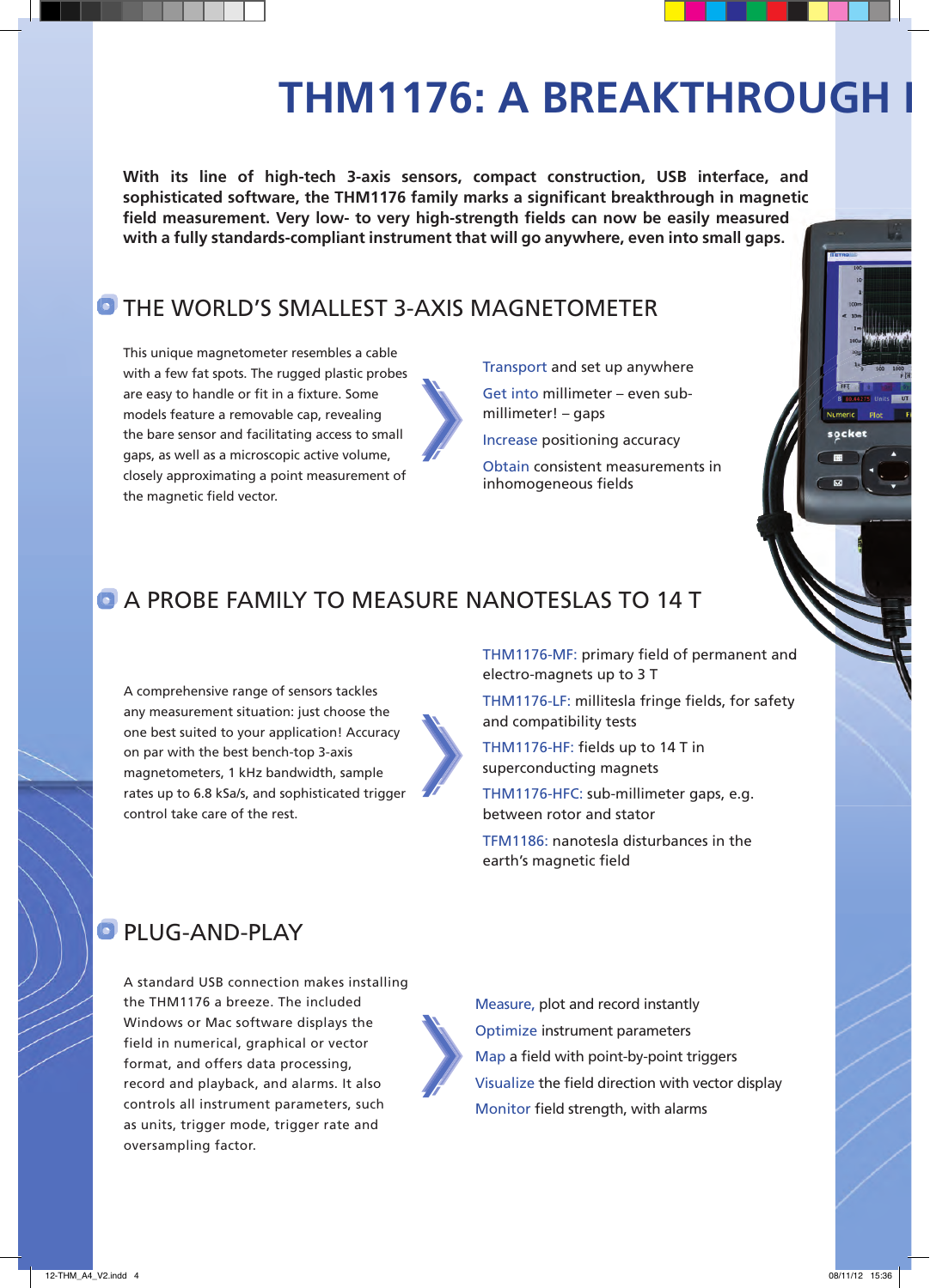# THM1176: A BREAKTHROUGH I

**With its line of high-tech 3-axis sensors, compact construction, USB interface, and sophisticated software, the THM1176 family marks a significant breakthrough in magnetic field measurement. Very low- to very high-strength fields can now be easily measured with a fully standards-compliant instrument that will go anywhere, even into small gaps.**

## THE WORLD'S SMALLEST 3-AXIS MAGNETOMETER

This unique magnetometer resembles a cable with a few fat spots. The rugged plastic probes are easy to handle or fit in a fixture. Some models feature a removable cap, revealing the bare sensor and facilitating access to small gaps, as well as a microscopic active volume, closely approximating a point measurement of the magnetic field vector.

- Transport and set up anywhere
- Get into millimeter – even sub-millimeter! – gaps
- Increase positioning accuracy
- Obtain consistent measurements in inhomogeneous fields

## A PROBE FAMILY TO MEASURE NANOTESLAS TO 14 T

A comprehensive range of sensors tackles any measurement situation: just choose the one best suited to your application! Accuracy on par with the best bench-top 3-axis magnetometers, 1 kHz bandwidth, sample rates up to 6.8 kSa/s, and sophisticated trigger control take care of the rest.

- THM1176-MF: primary field of permanent and electro-magnets up to 3 T
- THM1176-LF: millitesla fringe fields, for safety and compatibility tests
- THM1176-HF: fields up to 14 T in superconducting magnets
- THM1176-HFC: sub-millimeter gaps, e.g. between rotor and stator
- TFM1186: nanotesla disturbances in the earth's magnetic field

## PLUG-AND-PLAY

A standard USB connection makes installing the THM1176 a breeze. The included Windows or Mac software displays the field in numerical, graphical or vector format, and offers data processing, record and playback, and alarms. It also controls all instrument parameters, such as units, trigger mode, trigger rate and oversampling factor.

- Measure, plot and record instantly
- Optimize instrument parameters
- Map a field with point-by-point triggers
- Visualize the field direction with vector display
- Monitor field strength, with alarms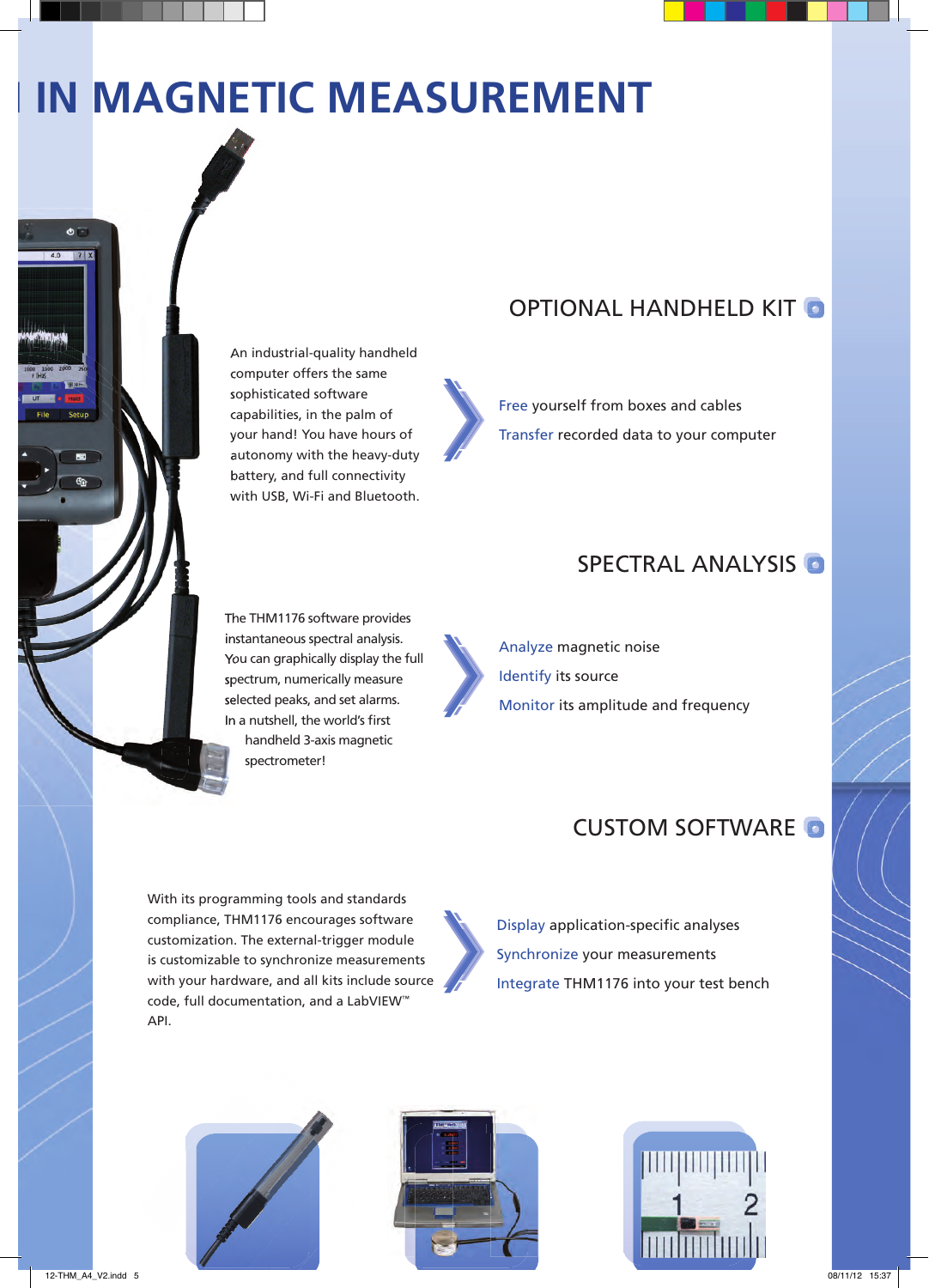# IN MAGNETIC MEASUREMENT

## OPTIONAL HANDHELD KIT

An industrial-quality handheld computer offers the same sophisticated software capabilities, in the palm of your hand! You have hours of autonomy with the heavy-duty battery, and full connectivity with USB, Wi-Fi and Bluetooth.

- Free yourself from boxes and cables
- Transfer recorded data to your computer

## SPECTRAL ANALYSIS

The THM1176 software provides instantaneous spectral analysis. You can graphically display the full spectrum, numerically measure selected peaks, and set alarms. In a nutshell, the world's first handheld 3-axis magnetic spectrometer!

- Analyze magnetic noise
- Identify its source
- Monitor its amplitude and frequency

## CUSTOM SOFTWARE

With its programming tools and standards compliance, THM1176 encourages software customization. The external-trigger module is customizable to synchronize measurements with your hardware, and all kits include source code, full documentation, and a LabVIEW™ API.

- Display application-specific analyses
- Synchronize your measurements
- Integrate THM1176 into your test bench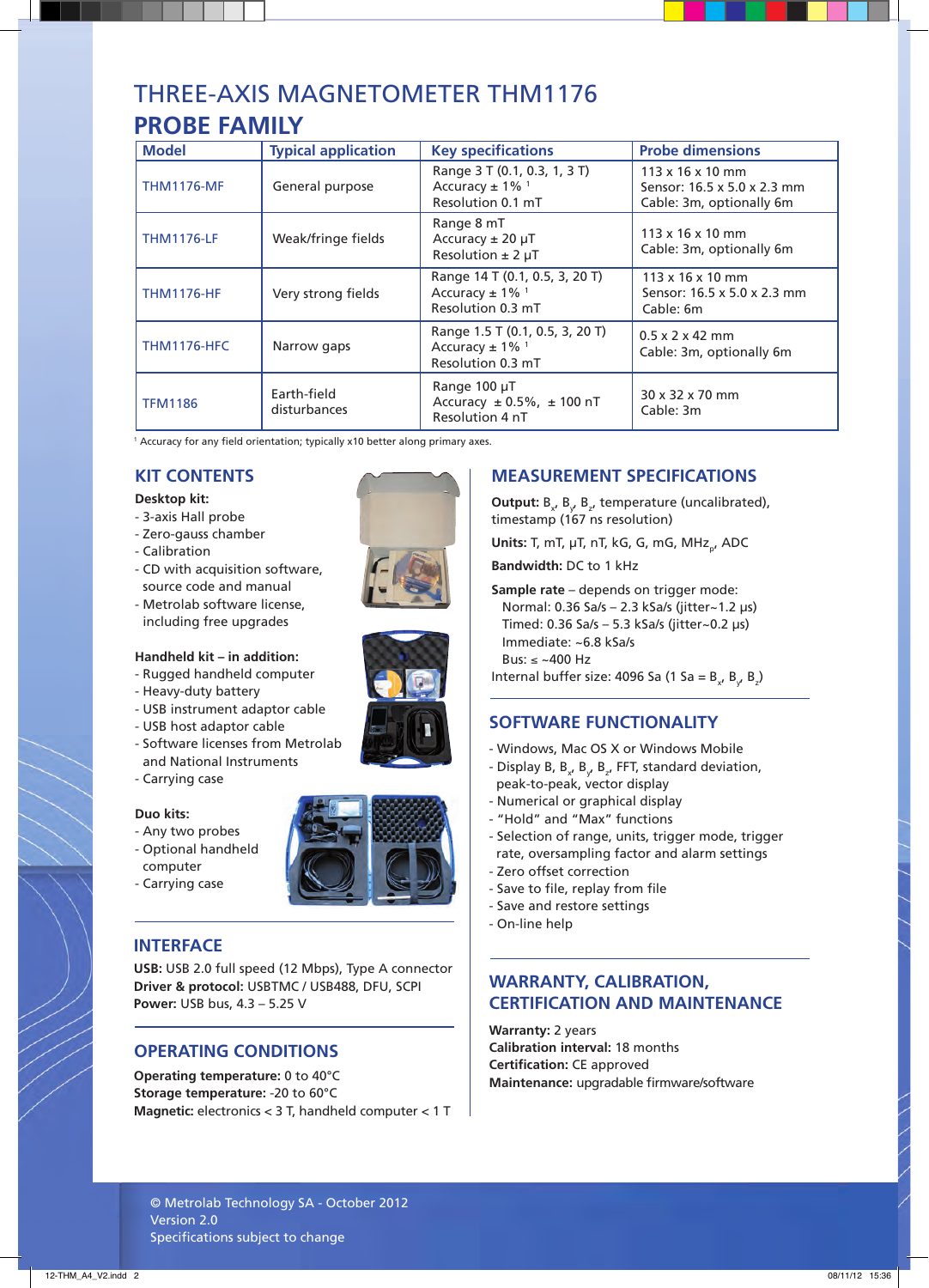# THREE-AXIS MAGNETOMETER THM1176

## PROBE FAMILY

| Model | Typical application | Key specifications | Probe dimensions |
|---|---|---|---|
| THM1176-MF | General purpose | Range 3 T (0.1, 0.3, 1, 3 T)<br>Accuracy ± 1% [1]<br>Resolution 0.1 mT | 113 x 16 x 10 mm<br>Sensor: 16.5 x 5.0 x 2.3 mm<br>Cable: 3m, optionally 6m |
| THM1176-LF | Weak/fringe fields | Range 8 mT<br>Accuracy ± 20 μT<br>Resolution ± 2 μT | 113 x 16 x 10 mm<br>Cable: 3m, optionally 6m |
| THM1176-HF | Very strong fields | Range 14 T (0.1, 0.5, 3, 20 T)<br>Accuracy ± 1% [1]<br>Resolution 0.3 mT | 113 x 16 x 10 mm<br>Sensor: 16.5 x 5.0 x 2.3 mm<br>Cable: 6m |
| THM1176-HFC | Narrow gaps | Range 1.5 T (0.1, 0.5, 3, 20 T)<br>Accuracy ± 1% [1]<br>Resolution 0.3 mT | 0.5 x 2 x 42 mm<br>Cable: 3m, optionally 6m |
| TFM1186 | Earth-field disturbances | Range 100 μT<br>Accuracy ± 0.5%, ± 100 nT<br>Resolution 4 nT | 30 x 32 x 70 mm<br>Cable: 3m |

[1] Accuracy for any field orientation; typically x10 better along primary axes.

## KIT CONTENTS

**Desktop kit:**

- 3-axis Hall probe
- Zero-gauss chamber
- Calibration
- CD with acquisition software, source code and manual
- Metrolab software license, including free upgrades

**Handheld kit – in addition:**

- Rugged handheld computer
- Heavy-duty battery
- USB instrument adaptor cable
- USB host adaptor cable
- Software licenses from Metrolab and National Instruments
- Carrying case

**Duo kits:**

- Any two probes
- Optional handheld computer
- Carrying case

## INTERFACE

**USB:** USB 2.0 full speed (12 Mbps), Type A connector
**Driver & protocol:** USBTMC / USB488, DFU, SCPI
**Power:** USB bus, 4.3 – 5.25 V

## OPERATING CONDITIONS

**Operating temperature:** 0 to 40°C
**Storage temperature:** -20 to 60°C
**Magnetic:** electronics < 3 T, handheld computer < 1 T

## MEASUREMENT SPECIFICATIONS

**Output:** $B_x$, $B_y$, $B_z$, temperature (uncalibrated), timestamp (167 ns resolution)

**Units:** T, mT, μT, nT, kG, G, mG, $MHz_p$, ADC

**Bandwidth:** DC to 1 kHz

**Sample rate** – depends on trigger mode:
Normal: 0.36 Sa/s – 2.3 kSa/s (jitter~1.2 μs)
Timed: 0.36 Sa/s – 5.3 kSa/s (jitter~0.2 μs)
Immediate: ~6.8 kSa/s
Bus: ≤ ~400 Hz
Internal buffer size: 4096 Sa (1 Sa = $B_x$, $B_y$, $B_z$)

## SOFTWARE FUNCTIONALITY

- Windows, Mac OS X or Windows Mobile
- Display B, $B_x$, $B_y$, $B_z$, FFT, standard deviation, peak-to-peak, vector display
- Numerical or graphical display
- "Hold" and "Max" functions
- Selection of range, units, trigger mode, trigger rate, oversampling factor and alarm settings
- Zero offset correction
- Save to file, replay from file
- Save and restore settings
- On-line help

## WARRANTY, CALIBRATION, CERTIFICATION AND MAINTENANCE

**Warranty:** 2 years
**Calibration interval:** 18 months
**Certification:** CE approved
**Maintenance:** upgradable firmware/software

© Metrolab Technology SA - October 2012
Version 2.0
Specifications subject to change